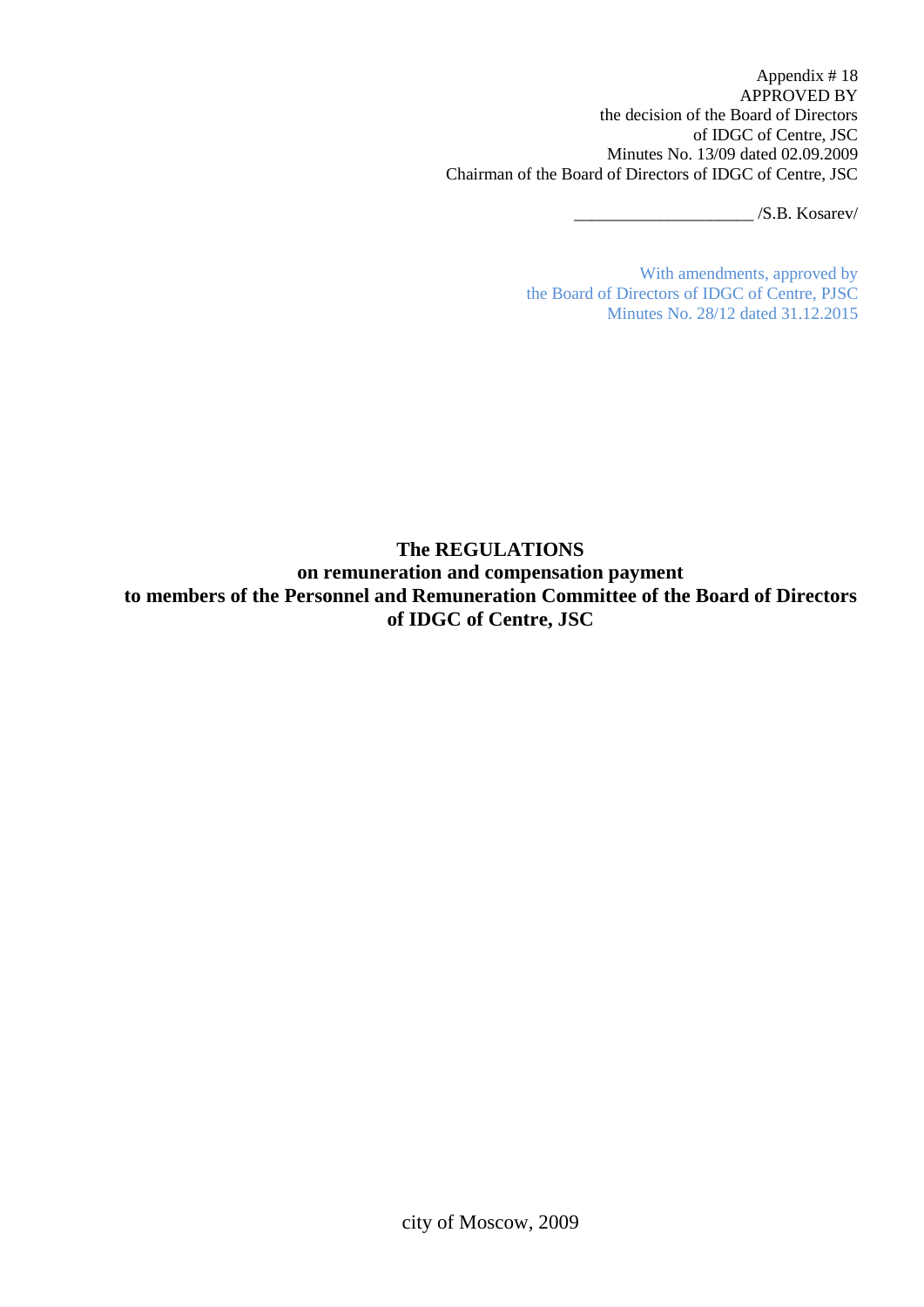Appendix # 18
APPROVED BY
the decision of the Board of Directors
of IDGC of Centre, JSC
Minutes No. 13/09 dated 02.09.2009
Chairman of the Board of Directors of IDGC of Centre, JSC

____________________ /S.B. Kosarev/

With amendments, approved by
the Board of Directors of IDGC of Centre, PJSC
Minutes No. 28/12 dated 31.12.2015

# The REGULATIONS
## on remuneration and compensation payment
## to members of the Personnel and Remuneration Committee of the Board of Directors
## of IDGC of Centre, JSC

city of Moscow, 2009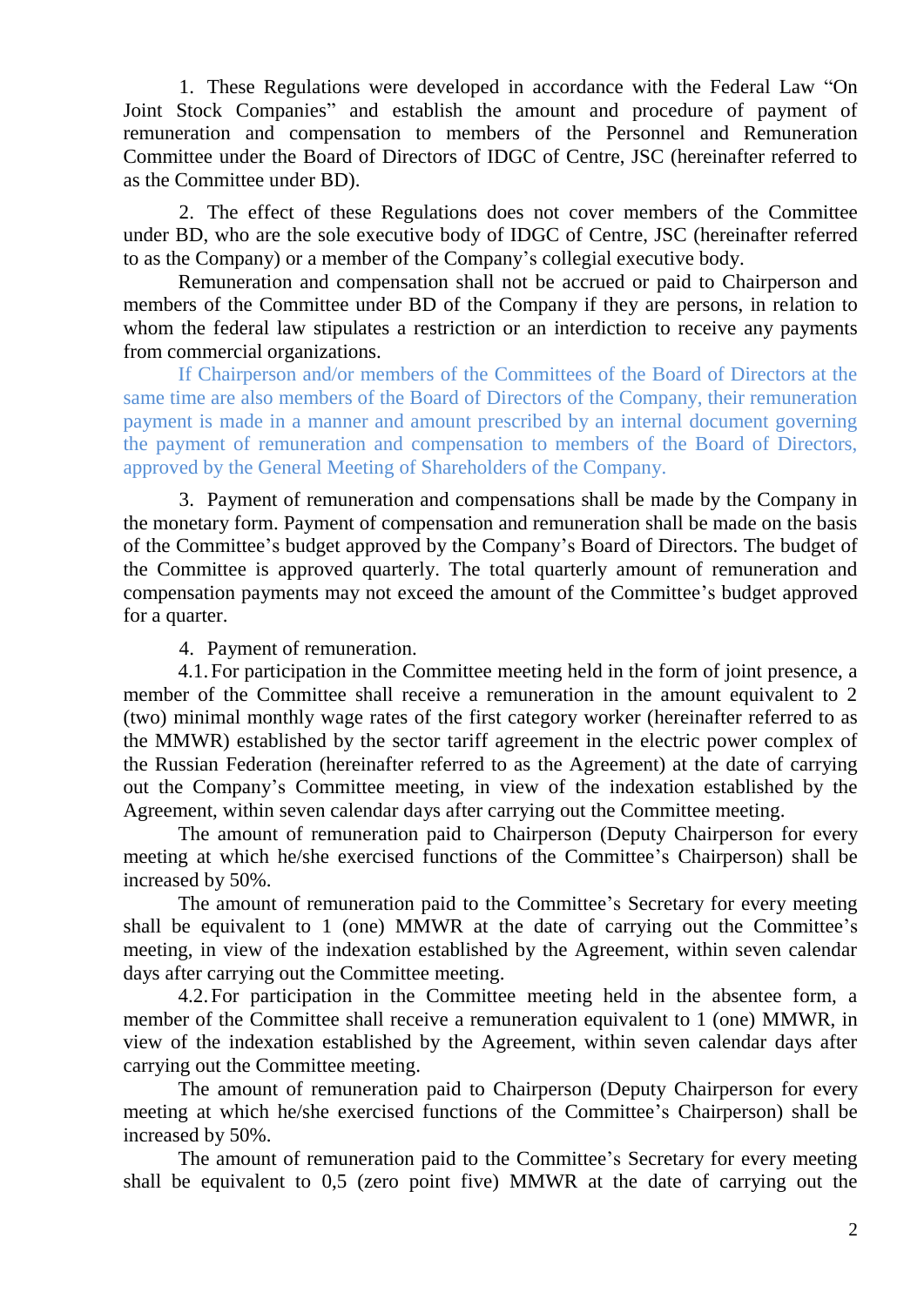1. These Regulations were developed in accordance with the Federal Law "On Joint Stock Companies" and establish the amount and procedure of payment of remuneration and compensation to members of the Personnel and Remuneration Committee under the Board of Directors of IDGC of Centre, JSC (hereinafter referred to as the Committee under BD).

2. The effect of these Regulations does not cover members of the Committee under BD, who are the sole executive body of IDGC of Centre, JSC (hereinafter referred to as the Company) or a member of the Company's collegial executive body.

Remuneration and compensation shall not be accrued or paid to Chairperson and members of the Committee under BD of the Company if they are persons, in relation to whom the federal law stipulates a restriction or an interdiction to receive any payments from commercial organizations.

If Chairperson and/or members of the Committees of the Board of Directors at the same time are also members of the Board of Directors of the Company, their remuneration payment is made in a manner and amount prescribed by an internal document governing the payment of remuneration and compensation to members of the Board of Directors, approved by the General Meeting of Shareholders of the Company.

3. Payment of remuneration and compensations shall be made by the Company in the monetary form. Payment of compensation and remuneration shall be made on the basis of the Committee's budget approved by the Company's Board of Directors. The budget of the Committee is approved quarterly. The total quarterly amount of remuneration and compensation payments may not exceed the amount of the Committee's budget approved for a quarter.

4. Payment of remuneration.

4.1. For participation in the Committee meeting held in the form of joint presence, a member of the Committee shall receive a remuneration in the amount equivalent to 2 (two) minimal monthly wage rates of the first category worker (hereinafter referred to as the MMWR) established by the sector tariff agreement in the electric power complex of the Russian Federation (hereinafter referred to as the Agreement) at the date of carrying out the Company's Committee meeting, in view of the indexation established by the Agreement, within seven calendar days after carrying out the Committee meeting.

The amount of remuneration paid to Chairperson (Deputy Chairperson for every meeting at which he/she exercised functions of the Committee's Chairperson) shall be increased by 50%.

The amount of remuneration paid to the Committee's Secretary for every meeting shall be equivalent to 1 (one) MMWR at the date of carrying out the Committee's meeting, in view of the indexation established by the Agreement, within seven calendar days after carrying out the Committee meeting.

4.2. For participation in the Committee meeting held in the absentee form, a member of the Committee shall receive a remuneration equivalent to 1 (one) MMWR, in view of the indexation established by the Agreement, within seven calendar days after carrying out the Committee meeting.

The amount of remuneration paid to Chairperson (Deputy Chairperson for every meeting at which he/she exercised functions of the Committee's Chairperson) shall be increased by 50%.

The amount of remuneration paid to the Committee's Secretary for every meeting shall be equivalent to 0,5 (zero point five) MMWR at the date of carrying out the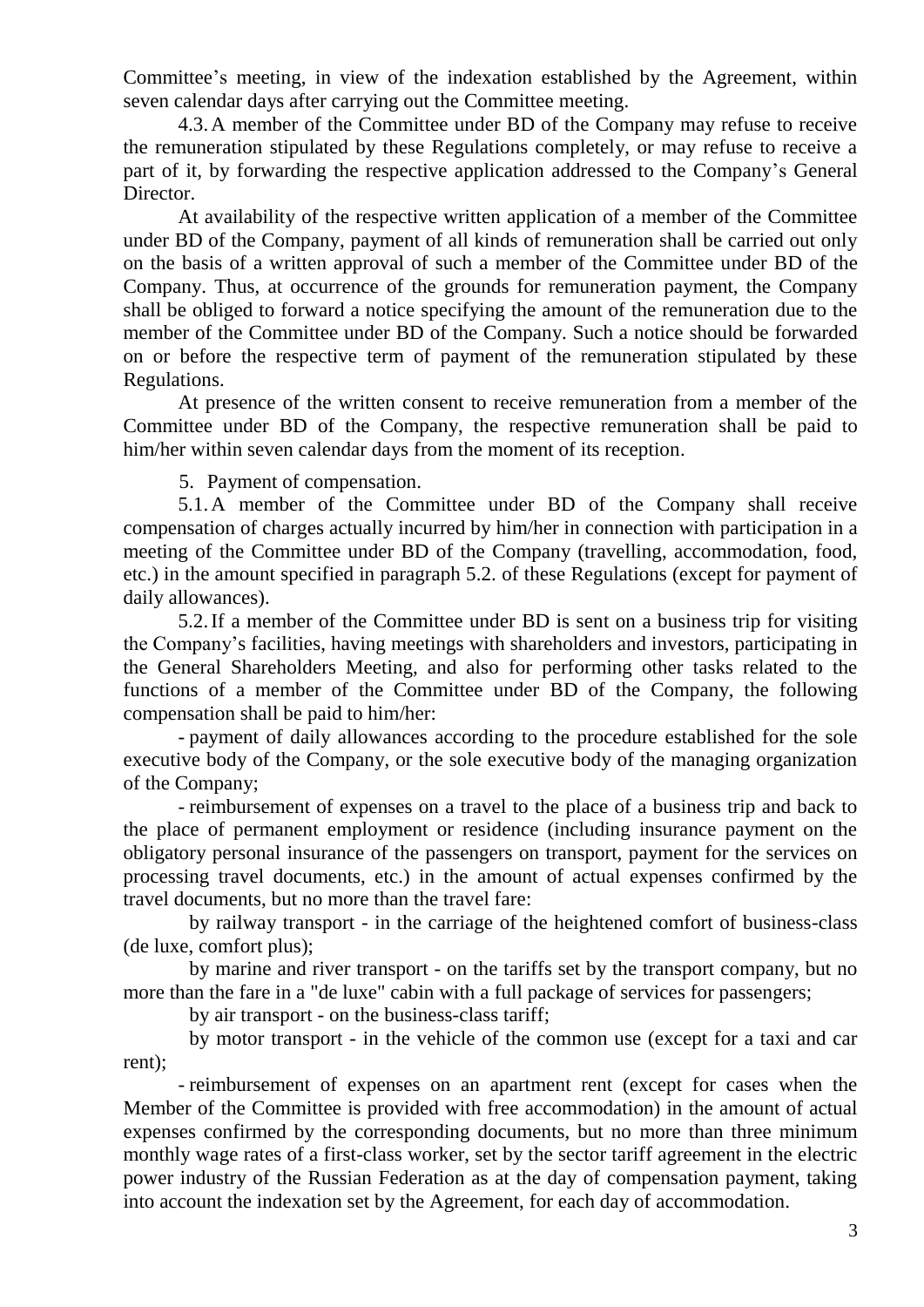Committee's meeting, in view of the indexation established by the Agreement, within seven calendar days after carrying out the Committee meeting.

4.3. A member of the Committee under BD of the Company may refuse to receive the remuneration stipulated by these Regulations completely, or may refuse to receive a part of it, by forwarding the respective application addressed to the Company's General Director.

At availability of the respective written application of a member of the Committee under BD of the Company, payment of all kinds of remuneration shall be carried out only on the basis of a written approval of such a member of the Committee under BD of the Company. Thus, at occurrence of the grounds for remuneration payment, the Company shall be obliged to forward a notice specifying the amount of the remuneration due to the member of the Committee under BD of the Company. Such a notice should be forwarded on or before the respective term of payment of the remuneration stipulated by these Regulations.

At presence of the written consent to receive remuneration from a member of the Committee under BD of the Company, the respective remuneration shall be paid to him/her within seven calendar days from the moment of its reception.

5. Payment of compensation.

5.1. A member of the Committee under BD of the Company shall receive compensation of charges actually incurred by him/her in connection with participation in a meeting of the Committee under BD of the Company (travelling, accommodation, food, etc.) in the amount specified in paragraph 5.2. of these Regulations (except for payment of daily allowances).

5.2. If a member of the Committee under BD is sent on a business trip for visiting the Company's facilities, having meetings with shareholders and investors, participating in the General Shareholders Meeting, and also for performing other tasks related to the functions of a member of the Committee under BD of the Company, the following compensation shall be paid to him/her:

- payment of daily allowances according to the procedure established for the sole executive body of the Company, or the sole executive body of the managing organization of the Company;

- reimbursement of expenses on a travel to the place of a business trip and back to the place of permanent employment or residence (including insurance payment on the obligatory personal insurance of the passengers on transport, payment for the services on processing travel documents, etc.) in the amount of actual expenses confirmed by the travel documents, but no more than the travel fare:

  by railway transport - in the carriage of the heightened comfort of business-class (de luxe, comfort plus);

  by marine and river transport - on the tariffs set by the transport company, but no more than the fare in a "de luxe" cabin with a full package of services for passengers;

  by air transport - on the business-class tariff;

  by motor transport - in the vehicle of the common use (except for a taxi and car rent);

- reimbursement of expenses on an apartment rent (except for cases when the Member of the Committee is provided with free accommodation) in the amount of actual expenses confirmed by the corresponding documents, but no more than three minimum monthly wage rates of a first-class worker, set by the sector tariff agreement in the electric power industry of the Russian Federation as at the day of compensation payment, taking into account the indexation set by the Agreement, for each day of accommodation.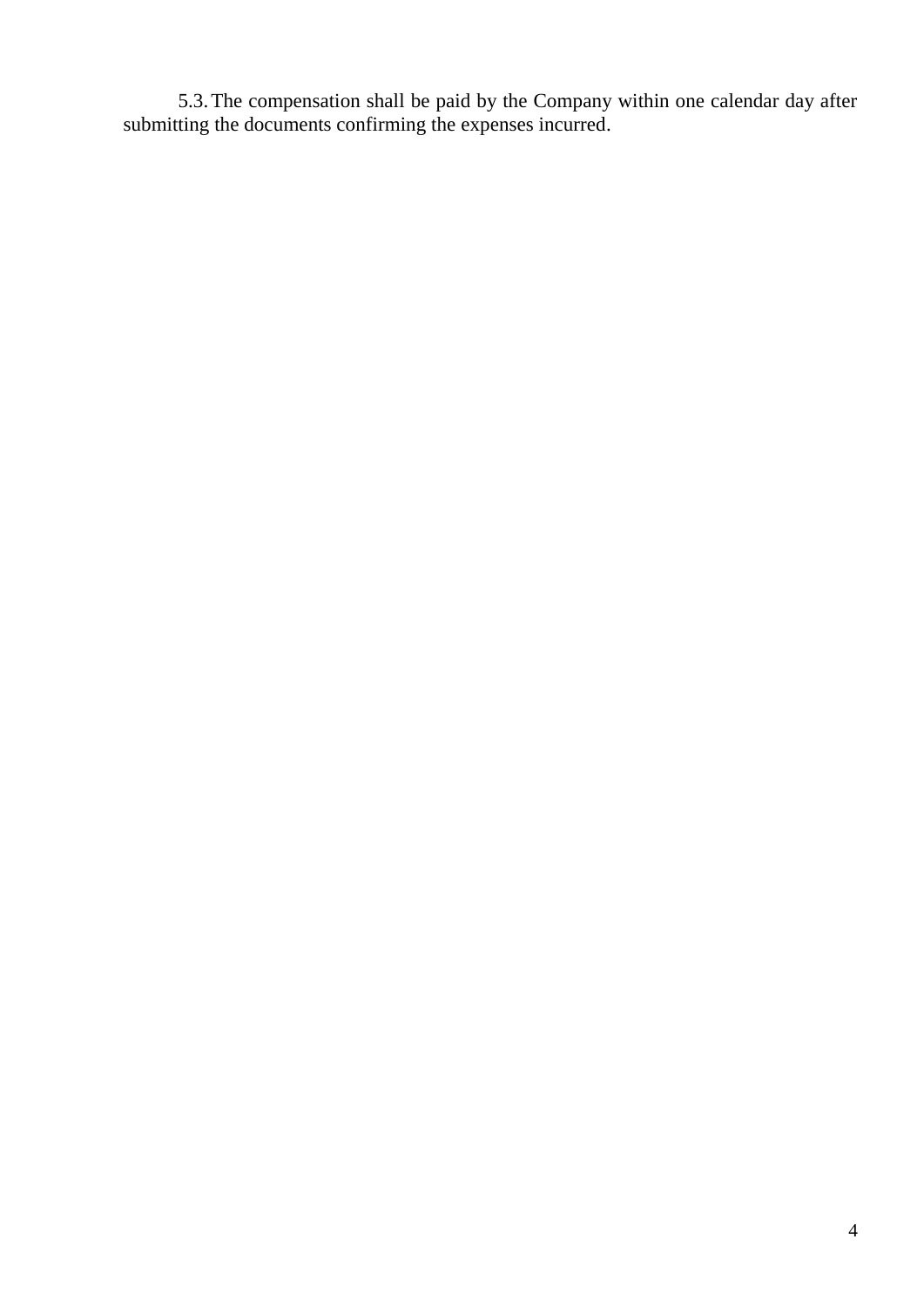5.3. The compensation shall be paid by the Company within one calendar day after submitting the documents confirming the expenses incurred.